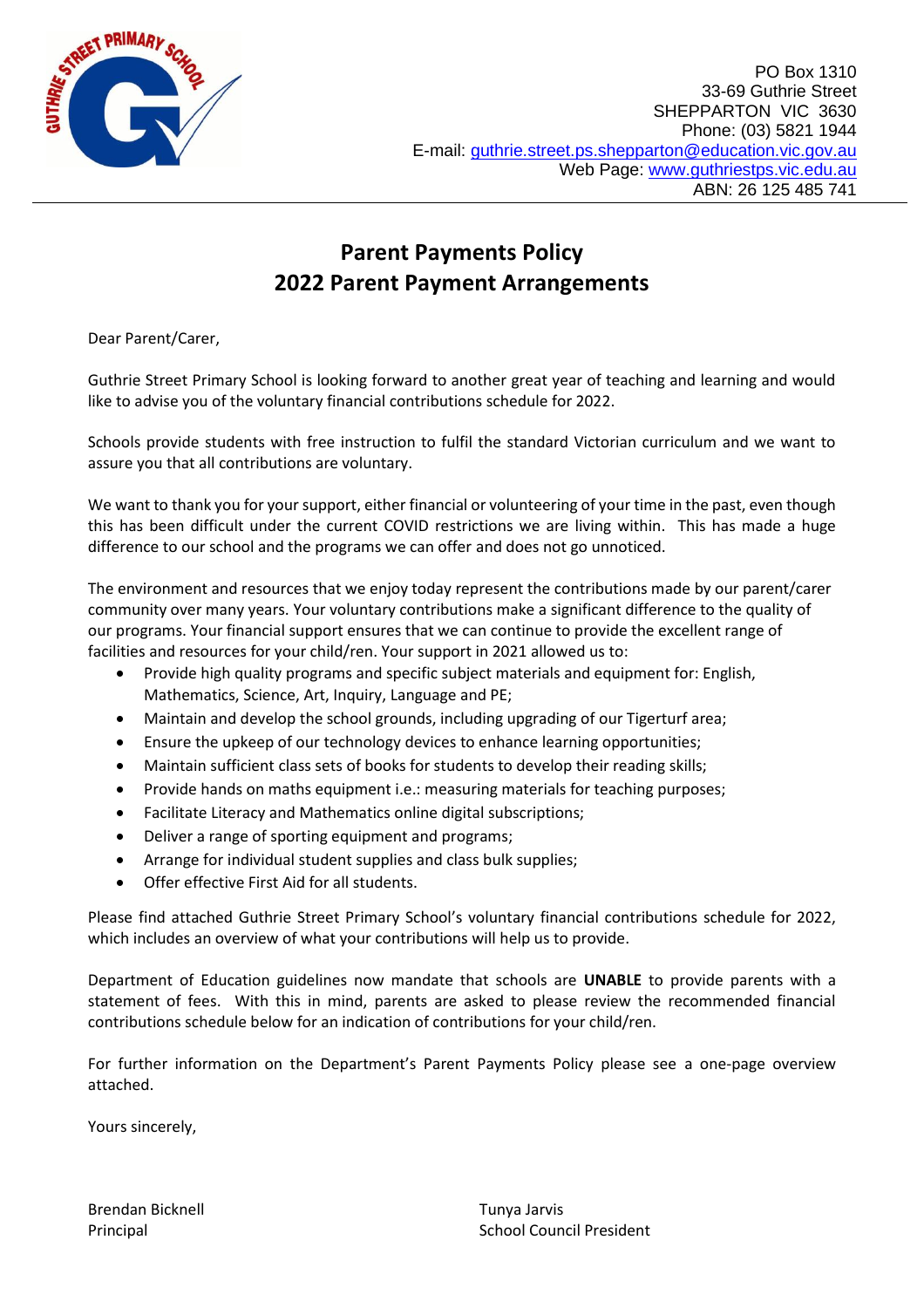PO Box 1310
33-69 Guthrie Street
SHEPPARTON VIC 3630
Phone: (03) 5821 1944
E-mail: guthrie.street.ps.shepparton@education.vic.gov.au
Web Page: www.guthriestps.vic.edu.au
ABN: 26 125 485 741

# Parent Payments Policy
# 2022 Parent Payment Arrangements

Dear Parent/Carer,

Guthrie Street Primary School is looking forward to another great year of teaching and learning and would like to advise you of the voluntary financial contributions schedule for 2022.

Schools provide students with free instruction to fulfil the standard Victorian curriculum and we want to assure you that all contributions are voluntary.

We want to thank you for your support, either financial or volunteering of your time in the past, even though this has been difficult under the current COVID restrictions we are living within. This has made a huge difference to our school and the programs we can offer and does not go unnoticed.

The environment and resources that we enjoy today represent the contributions made by our parent/carer community over many years. Your voluntary contributions make a significant difference to the quality of our programs. Your financial support ensures that we can continue to provide the excellent range of facilities and resources for your child/ren. Your support in 2021 allowed us to:

- Provide high quality programs and specific subject materials and equipment for: English, Mathematics, Science, Art, Inquiry, Language and PE;
- Maintain and develop the school grounds, including upgrading of our Tigerturf area;
- Ensure the upkeep of our technology devices to enhance learning opportunities;
- Maintain sufficient class sets of books for students to develop their reading skills;
- Provide hands on maths equipment i.e.: measuring materials for teaching purposes;
- Facilitate Literacy and Mathematics online digital subscriptions;
- Deliver a range of sporting equipment and programs;
- Arrange for individual student supplies and class bulk supplies;
- Offer effective First Aid for all students.

Please find attached Guthrie Street Primary School's voluntary financial contributions schedule for 2022, which includes an overview of what your contributions will help us to provide.

Department of Education guidelines now mandate that schools are **UNABLE** to provide parents with a statement of fees. With this in mind, parents are asked to please review the recommended financial contributions schedule below for an indication of contributions for your child/ren.

For further information on the Department's Parent Payments Policy please see a one-page overview attached.

Yours sincerely,

Brendan Bicknell
Principal

Tunya Jarvis
School Council President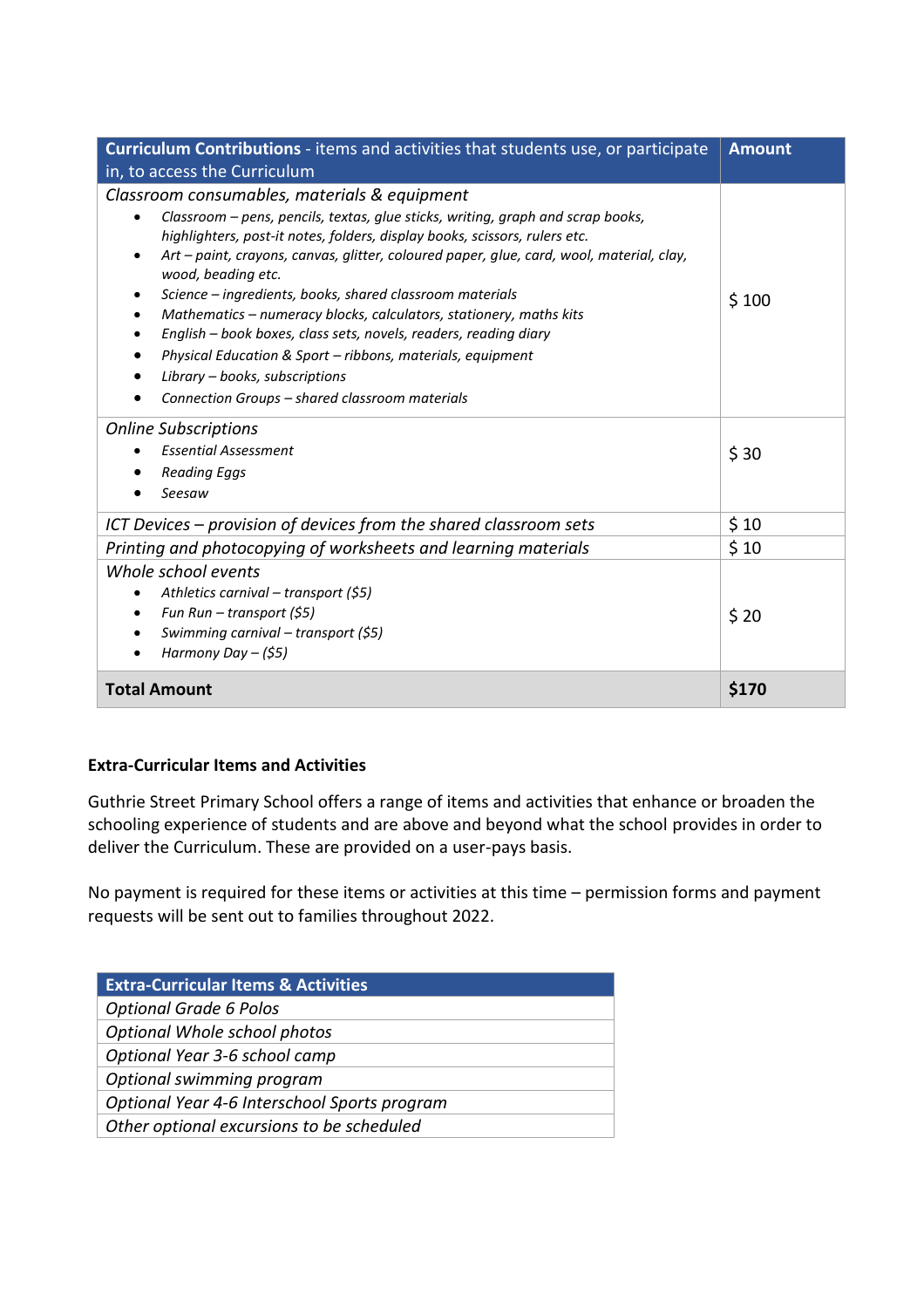| **Curriculum Contributions** - items and activities that students use, or participate in, to access the Curriculum | **Amount** |
|---|---|
| *Classroom consumables, materials & equipment*<br>• *Classroom – pens, pencils, textas, glue sticks, writing, graph and scrap books, highlighters, post-it notes, folders, display books, scissors, rulers etc.*<br>• *Art – paint, crayons, canvas, glitter, coloured paper, glue, card, wool, material, clay, wood, beading etc.*<br>• *Science – ingredients, books, shared classroom materials*<br>• *Mathematics – numeracy blocks, calculators, stationery, maths kits*<br>• *English – book boxes, class sets, novels, readers, reading diary*<br>• *Physical Education & Sport – ribbons, materials, equipment*<br>• *Library – books, subscriptions*<br>• *Connection Groups – shared classroom materials* | $ 100 |
| *Online Subscriptions*<br>• *Essential Assessment*<br>• *Reading Eggs*<br>• *Seesaw* | $ 30 |
| *ICT Devices – provision of devices from the shared classroom sets* | $ 10 |
| *Printing and photocopying of worksheets and learning materials* | $ 10 |
| *Whole school events*<br>• *Athletics carnival – transport ($5)*<br>• *Fun Run – transport ($5)*<br>• *Swimming carnival – transport ($5)*<br>• *Harmony Day – ($5)* | $ 20 |
| **Total Amount** | **$170** |

**Extra-Curricular Items and Activities**

Guthrie Street Primary School offers a range of items and activities that enhance or broaden the schooling experience of students and are above and beyond what the school provides in order to deliver the Curriculum. These are provided on a user-pays basis.

No payment is required for these items or activities at this time – permission forms and payment requests will be sent out to families throughout 2022.

| **Extra-Curricular Items & Activities** |
|---|
| *Optional Grade 6 Polos* |
| *Optional Whole school photos* |
| *Optional Year 3-6 school camp* |
| *Optional swimming program* |
| *Optional Year 4-6 Interschool Sports program* |
| *Other optional excursions to be scheduled* |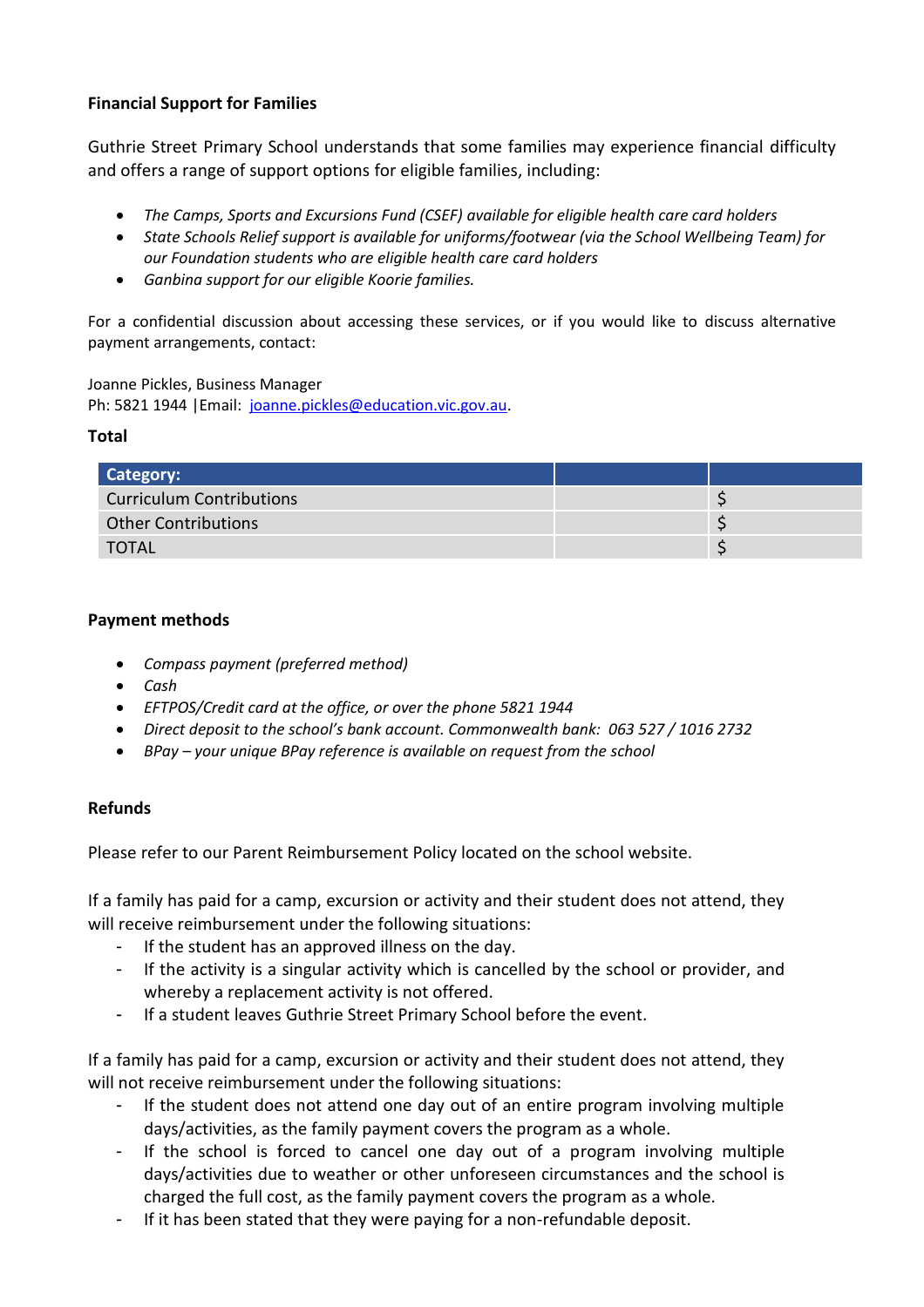**Financial Support for Families**

Guthrie Street Primary School understands that some families may experience financial difficulty and offers a range of support options for eligible families, including:

- *The Camps, Sports and Excursions Fund (CSEF) available for eligible health care card holders*
- *State Schools Relief support is available for uniforms/footwear (via the School Wellbeing Team) for our Foundation students who are eligible health care card holders*
- *Ganbina support for our eligible Koorie families.*

For a confidential discussion about accessing these services, or if you would like to discuss alternative payment arrangements, contact:

Joanne Pickles, Business Manager
Ph: 5821 1944 |Email: joanne.pickles@education.vic.gov.au.

**Total**

| Category: | | |
|---|---|---|
| Curriculum Contributions | | $ |
| Other Contributions | | $ |
| TOTAL | | $ |

**Payment methods**

- *Compass payment (preferred method)*
- *Cash*
- *EFTPOS/Credit card at the office, or over the phone 5821 1944*
- *Direct deposit to the school's bank account. Commonwealth bank: 063 527 / 1016 2732*
- *BPay – your unique BPay reference is available on request from the school*

**Refunds**

Please refer to our Parent Reimbursement Policy located on the school website.

If a family has paid for a camp, excursion or activity and their student does not attend, they will receive reimbursement under the following situations:

- If the student has an approved illness on the day.
- If the activity is a singular activity which is cancelled by the school or provider, and whereby a replacement activity is not offered.
- If a student leaves Guthrie Street Primary School before the event.

If a family has paid for a camp, excursion or activity and their student does not attend, they will not receive reimbursement under the following situations:

- If the student does not attend one day out of an entire program involving multiple days/activities, as the family payment covers the program as a whole.
- If the school is forced to cancel one day out of a program involving multiple days/activities due to weather or other unforeseen circumstances and the school is charged the full cost, as the family payment covers the program as a whole.
- If it has been stated that they were paying for a non-refundable deposit.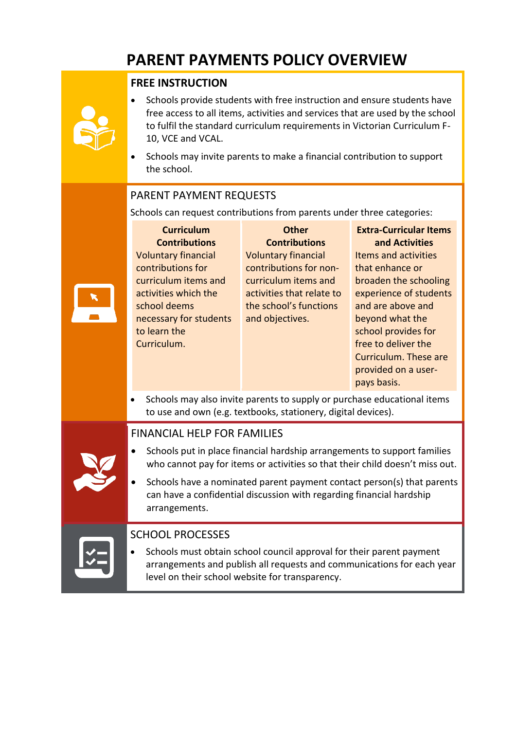# PARENT PAYMENTS POLICY OVERVIEW

## FREE INSTRUCTION

- Schools provide students with free instruction and ensure students have free access to all items, activities and services that are used by the school to fulfil the standard curriculum requirements in Victorian Curriculum F-10, VCE and VCAL.
- Schools may invite parents to make a financial contribution to support the school.

## PARENT PAYMENT REQUESTS

Schools can request contributions from parents under three categories:

| Curriculum Contributions | Other Contributions | Extra-Curricular Items and Activities |
|---|---|---|
| Voluntary financial contributions for curriculum items and activities which the school deems necessary for students to learn the Curriculum. | Voluntary financial contributions for non-curriculum items and activities that relate to the school's functions and objectives. | Items and activities that enhance or broaden the schooling experience of students and are above and beyond what the school provides for free to deliver the Curriculum. These are provided on a user-pays basis. |

- Schools may also invite parents to supply or purchase educational items to use and own (e.g. textbooks, stationery, digital devices).

## FINANCIAL HELP FOR FAMILIES

- Schools put in place financial hardship arrangements to support families who cannot pay for items or activities so that their child doesn't miss out.
- Schools have a nominated parent payment contact person(s) that parents can have a confidential discussion with regarding financial hardship arrangements.

## SCHOOL PROCESSES

- Schools must obtain school council approval for their parent payment arrangements and publish all requests and communications for each year level on their school website for transparency.